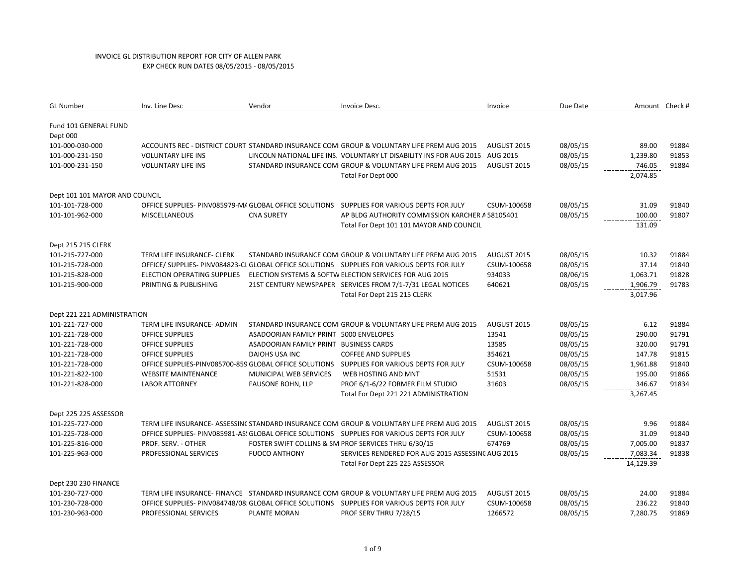INVOICE GL DISTRIBUTION REPORT FOR CITY OF ALLEN PARK
EXP CHECK RUN DATES 08/05/2015 - 08/05/2015

| GL Number | Inv. Line Desc | Vendor | Invoice Desc. | Invoice | Due Date | Amount | Check # |
|---|---|---|---|---|---|---|---|
| Fund 101 GENERAL FUND | | | | | | | |
| Dept 000 | | | | | | | |
| 101-000-030-000 | ACCOUNTS REC - DISTRICT COURT | STANDARD INSURANCE COMI | GROUP & VOLUNTARY LIFE PREM AUG 2015 | AUGUST 2015 | 08/05/15 | 89.00 | 91884 |
| 101-000-231-150 | VOLUNTARY LIFE INS | LINCOLN NATIONAL LIFE INS. | VOLUNTARY LT DISABILITY INS FOR AUG 2015 | AUG 2015 | 08/05/15 | 1,239.80 | 91853 |
| 101-000-231-150 | VOLUNTARY LIFE INS | STANDARD INSURANCE COMI | GROUP & VOLUNTARY LIFE PREM AUG 2015 | AUGUST 2015 | 08/05/15 | 746.05 | 91884 |
| | | | Total For Dept 000 | | | 2,074.85 | |
| Dept 101 101 MAYOR AND COUNCIL | | | | | | | |
| 101-101-728-000 | OFFICE SUPPLIES- PINV085979-MA | GLOBAL OFFICE SOLUTIONS | SUPPLIES FOR VARIOUS DEPTS FOR JULY | CSUM-100658 | 08/05/15 | 31.09 | 91840 |
| 101-101-962-000 | MISCELLANEOUS | CNA SURETY | AP BLDG AUTHORITY COMMISSION KARCHER A | 58105401 | 08/05/15 | 100.00 | 91807 |
| | | | Total For Dept 101 101 MAYOR AND COUNCIL | | | 131.09 | |
| Dept 215 215 CLERK | | | | | | | |
| 101-215-727-000 | TERM LIFE INSURANCE- CLERK | STANDARD INSURANCE COMI | GROUP & VOLUNTARY LIFE PREM AUG 2015 | AUGUST 2015 | 08/05/15 | 10.32 | 91884 |
| 101-215-728-000 | OFFICE/ SUPPLIES- PINV084823-CL | GLOBAL OFFICE SOLUTIONS | SUPPLIES FOR VARIOUS DEPTS FOR JULY | CSUM-100658 | 08/05/15 | 37.14 | 91840 |
| 101-215-828-000 | ELECTION OPERATING SUPPLIES | ELECTION SYSTEMS & SOFTW | ELECTION SERVICES FOR AUG 2015 | 934033 | 08/06/15 | 1,063.71 | 91828 |
| 101-215-900-000 | PRINTING & PUBLISHING | 21ST CENTURY NEWSPAPER | SERVICES FROM 7/1-7/31 LEGAL NOTICES | 640621 | 08/05/15 | 1,906.79 | 91783 |
| | | | Total For Dept 215 215 CLERK | | | 3,017.96 | |
| Dept 221 221 ADMINISTRATION | | | | | | | |
| 101-221-727-000 | TERM LIFE INSURANCE- ADMIN | STANDARD INSURANCE COMI | GROUP & VOLUNTARY LIFE PREM AUG 2015 | AUGUST 2015 | 08/05/15 | 6.12 | 91884 |
| 101-221-728-000 | OFFICE SUPPLIES | ASADOORIAN FAMILY PRINT | 5000 ENVELOPES | 13541 | 08/05/15 | 290.00 | 91791 |
| 101-221-728-000 | OFFICE SUPPLIES | ASADOORIAN FAMILY PRINT | BUSINESS CARDS | 13585 | 08/05/15 | 320.00 | 91791 |
| 101-221-728-000 | OFFICE SUPPLIES | DAIOHS USA INC | COFFEE AND SUPPLIES | 354621 | 08/05/15 | 147.78 | 91815 |
| 101-221-728-000 | OFFICE SUPPLIES-PINV085700-859 | GLOBAL OFFICE SOLUTIONS | SUPPLIES FOR VARIOUS DEPTS FOR JULY | CSUM-100658 | 08/05/15 | 1,961.88 | 91840 |
| 101-221-822-100 | WEBSITE MAINTENANCE | MUNICIPAL WEB SERVICES | WEB HOSTING AND MNT | 51531 | 08/05/15 | 195.00 | 91866 |
| 101-221-828-000 | LABOR ATTORNEY | FAUSONE BOHN, LLP | PROF 6/1-6/22 FORMER FILM STUDIO | 31603 | 08/05/15 | 346.67 | 91834 |
| | | | Total For Dept 221 221 ADMINISTRATION | | | 3,267.45 | |
| Dept 225 225 ASSESSOR | | | | | | | |
| 101-225-727-000 | TERM LIFE INSURANCE- ASSESSING | STANDARD INSURANCE COMI | GROUP & VOLUNTARY LIFE PREM AUG 2015 | AUGUST 2015 | 08/05/15 | 9.96 | 91884 |
| 101-225-728-000 | OFFICE SUPPLIES- PINV085981-AS | GLOBAL OFFICE SOLUTIONS | SUPPLIES FOR VARIOUS DEPTS FOR JULY | CSUM-100658 | 08/05/15 | 31.09 | 91840 |
| 101-225-816-000 | PROF. SERV. - OTHER | FOSTER SWIFT COLLINS & SM | PROF SERVICES THRU 6/30/15 | 674769 | 08/05/15 | 7,005.00 | 91837 |
| 101-225-963-000 | PROFESSIONAL SERVICES | FUOCO ANTHONY | SERVICES RENDERED FOR AUG 2015 ASSESSING | AUG 2015 | 08/05/15 | 7,083.34 | 91838 |
| | | | Total For Dept 225 225 ASSESSOR | | | 14,129.39 | |
| Dept 230 230 FINANCE | | | | | | | |
| 101-230-727-000 | TERM LIFE INSURANCE- FINANCE | STANDARD INSURANCE COMI | GROUP & VOLUNTARY LIFE PREM AUG 2015 | AUGUST 2015 | 08/05/15 | 24.00 | 91884 |
| 101-230-728-000 | OFFICE SUPPLIES- PINV084748/08 | GLOBAL OFFICE SOLUTIONS | SUPPLIES FOR VARIOUS DEPTS FOR JULY | CSUM-100658 | 08/05/15 | 236.22 | 91840 |
| 101-230-963-000 | PROFESSIONAL SERVICES | PLANTE MORAN | PROF SERV THRU 7/28/15 | 1266572 | 08/05/15 | 7,280.75 | 91869 |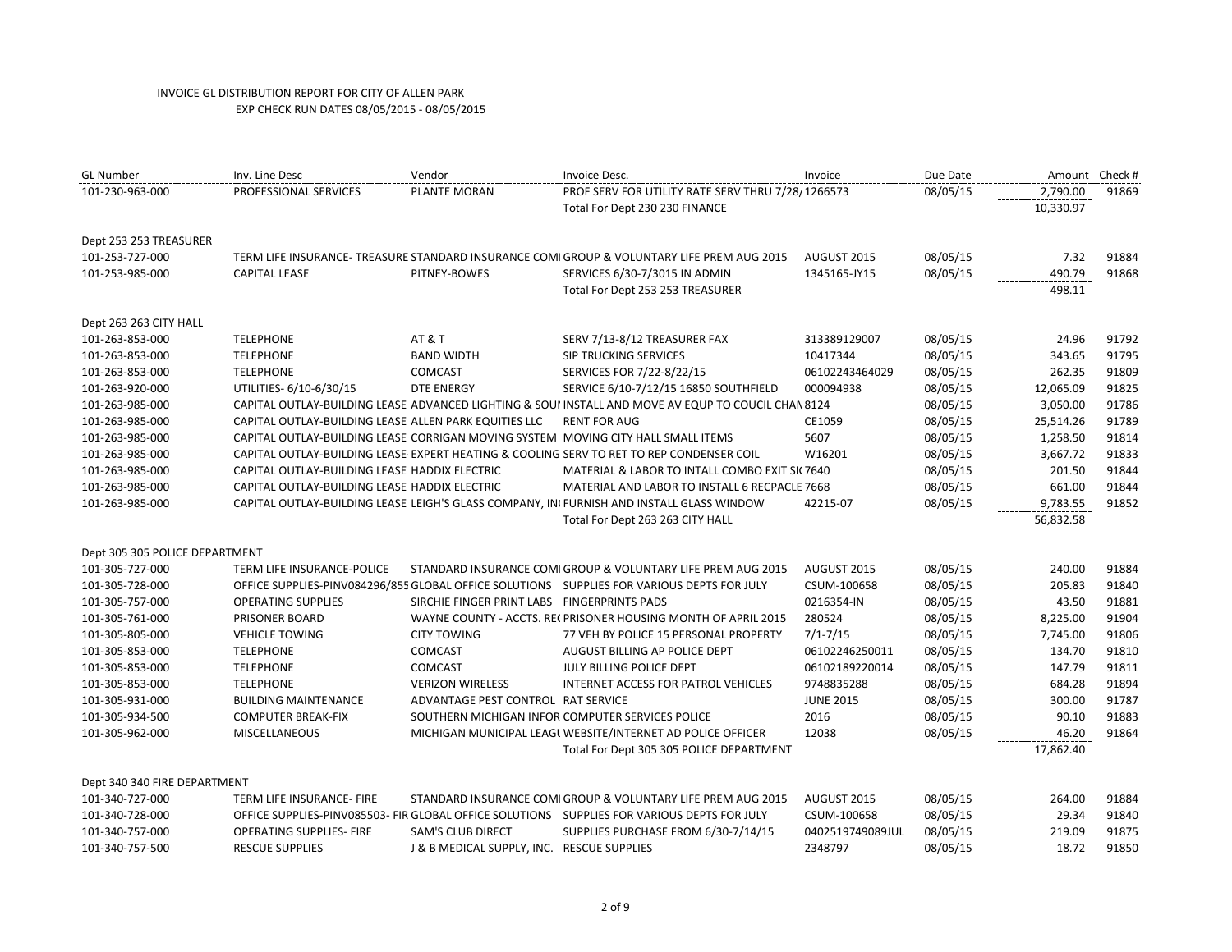INVOICE GL DISTRIBUTION REPORT FOR CITY OF ALLEN PARK
EXP CHECK RUN DATES 08/05/2015 - 08/05/2015

| GL Number | Inv. Line Desc | Vendor | Invoice Desc. | Invoice | Due Date | Amount | Check # |
|---|---|---|---|---|---|---|---|
| 101-230-963-000 | PROFESSIONAL SERVICES | PLANTE MORAN | PROF SERV FOR UTILITY RATE SERV THRU 7/28/ | 1266573 | 08/05/15 | 2,790.00 | 91869 |
| | | | Total For Dept 230 230 FINANCE | | | 10,330.97 | |
| Dept 253 253 TREASURER | | | | | | | |
| 101-253-727-000 | TERM LIFE INSURANCE- TREASURE | STANDARD INSURANCE COMI | GROUP & VOLUNTARY LIFE PREM AUG 2015 | AUGUST 2015 | 08/05/15 | 7.32 | 91884 |
| 101-253-985-000 | CAPITAL LEASE | PITNEY-BOWES | SERVICES 6/30-7/3015 IN ADMIN | 1345165-JY15 | 08/05/15 | 490.79 | 91868 |
| | | | Total For Dept 253 253 TREASURER | | | 498.11 | |
| Dept 263 263 CITY HALL | | | | | | | |
| 101-263-853-000 | TELEPHONE | AT & T | SERV 7/13-8/12 TREASURER FAX | 313389129007 | 08/05/15 | 24.96 | 91792 |
| 101-263-853-000 | TELEPHONE | BAND WIDTH | SIP TRUCKING SERVICES | 10417344 | 08/05/15 | 343.65 | 91795 |
| 101-263-853-000 | TELEPHONE | COMCAST | SERVICES FOR 7/22-8/22/15 | 06102243464029 | 08/05/15 | 262.35 | 91809 |
| 101-263-920-000 | UTILITIES- 6/10-6/30/15 | DTE ENERGY | SERVICE 6/10-7/12/15 16850 SOUTHFIELD | 000094938 | 08/05/15 | 12,065.09 | 91825 |
| 101-263-985-000 | CAPITAL OUTLAY-BUILDING LEASE | ADVANCED LIGHTING & SOUI | INSTALL AND MOVE AV EQUP TO COUCIL CHAN | 8124 | 08/05/15 | 3,050.00 | 91786 |
| 101-263-985-000 | CAPITAL OUTLAY-BUILDING LEASE | ALLEN PARK EQUITIES LLC | RENT FOR AUG | CE1059 | 08/05/15 | 25,514.26 | 91789 |
| 101-263-985-000 | CAPITAL OUTLAY-BUILDING LEASE | CORRIGAN MOVING SYSTEM | MOVING CITY HALL SMALL ITEMS | 5607 | 08/05/15 | 1,258.50 | 91814 |
| 101-263-985-000 | CAPITAL OUTLAY-BUILDING LEASE | EXPERT HEATING & COOLING | SERV TO RET TO REP CONDENSER COIL | W16201 | 08/05/15 | 3,667.72 | 91833 |
| 101-263-985-000 | CAPITAL OUTLAY-BUILDING LEASE | HADDIX ELECTRIC | MATERIAL & LABOR TO INTALL COMBO EXIT SI | 7640 | 08/05/15 | 201.50 | 91844 |
| 101-263-985-000 | CAPITAL OUTLAY-BUILDING LEASE | HADDIX ELECTRIC | MATERIAL AND LABOR TO INSTALL 6 RECPACLE | 7668 | 08/05/15 | 661.00 | 91844 |
| 101-263-985-000 | CAPITAL OUTLAY-BUILDING LEASE | LEIGH'S GLASS COMPANY, IN | FURNISH AND INSTALL GLASS WINDOW | 42215-07 | 08/05/15 | 9,783.55 | 91852 |
| | | | Total For Dept 263 263 CITY HALL | | | 56,832.58 | |
| Dept 305 305 POLICE DEPARTMENT | | | | | | | |
| 101-305-727-000 | TERM LIFE INSURANCE-POLICE | STANDARD INSURANCE COMI | GROUP & VOLUNTARY LIFE PREM AUG 2015 | AUGUST 2015 | 08/05/15 | 240.00 | 91884 |
| 101-305-728-000 | OFFICE SUPPLIES-PINV084296/855 | GLOBAL OFFICE SOLUTIONS | SUPPLIES FOR VARIOUS DEPTS FOR JULY | CSUM-100658 | 08/05/15 | 205.83 | 91840 |
| 101-305-757-000 | OPERATING SUPPLIES | SIRCHIE FINGER PRINT LABS | FINGERPRINTS PADS | 0216354-IN | 08/05/15 | 43.50 | 91881 |
| 101-305-761-000 | PRISONER BOARD | WAYNE COUNTY - ACCTS. RE( | PRISONER HOUSING MONTH OF APRIL 2015 | 280524 | 08/05/15 | 8,225.00 | 91904 |
| 101-305-805-000 | VEHICLE TOWING | CITY TOWING | 77 VEH BY POLICE 15 PERSONAL PROPERTY | 7/1-7/15 | 08/05/15 | 7,745.00 | 91806 |
| 101-305-853-000 | TELEPHONE | COMCAST | AUGUST BILLING AP POLICE DEPT | 06102246250011 | 08/05/15 | 134.70 | 91810 |
| 101-305-853-000 | TELEPHONE | COMCAST | JULY BILLING POLICE DEPT | 06102189220014 | 08/05/15 | 147.79 | 91811 |
| 101-305-853-000 | TELEPHONE | VERIZON WIRELESS | INTERNET ACCESS FOR PATROL VEHICLES | 9748835288 | 08/05/15 | 684.28 | 91894 |
| 101-305-931-000 | BUILDING MAINTENANCE | ADVANTAGE PEST CONTROL | RAT SERVICE | JUNE 2015 | 08/05/15 | 300.00 | 91787 |
| 101-305-934-500 | COMPUTER BREAK-FIX | SOUTHERN MICHIGAN INFOR | COMPUTER SERVICES POLICE | 2016 | 08/05/15 | 90.10 | 91883 |
| 101-305-962-000 | MISCELLANEOUS | MICHIGAN MUNICIPAL LEAGU | WEBSITE/INTERNET AD POLICE OFFICER | 12038 | 08/05/15 | 46.20 | 91864 |
| | | | Total For Dept 305 305 POLICE DEPARTMENT | | | 17,862.40 | |
| Dept 340 340 FIRE DEPARTMENT | | | | | | | |
| 101-340-727-000 | TERM LIFE INSURANCE- FIRE | STANDARD INSURANCE COMI | GROUP & VOLUNTARY LIFE PREM AUG 2015 | AUGUST 2015 | 08/05/15 | 264.00 | 91884 |
| 101-340-728-000 | OFFICE SUPPLIES-PINV085503- FIR | GLOBAL OFFICE SOLUTIONS | SUPPLIES FOR VARIOUS DEPTS FOR JULY | CSUM-100658 | 08/05/15 | 29.34 | 91840 |
| 101-340-757-000 | OPERATING SUPPLIES- FIRE | SAM'S CLUB DIRECT | SUPPLIES PURCHASE FROM 6/30-7/14/15 | 0402519749089JUL | 08/05/15 | 219.09 | 91875 |
| 101-340-757-500 | RESCUE SUPPLIES | J & B MEDICAL SUPPLY, INC. | RESCUE SUPPLIES | 2348797 | 08/05/15 | 18.72 | 91850 |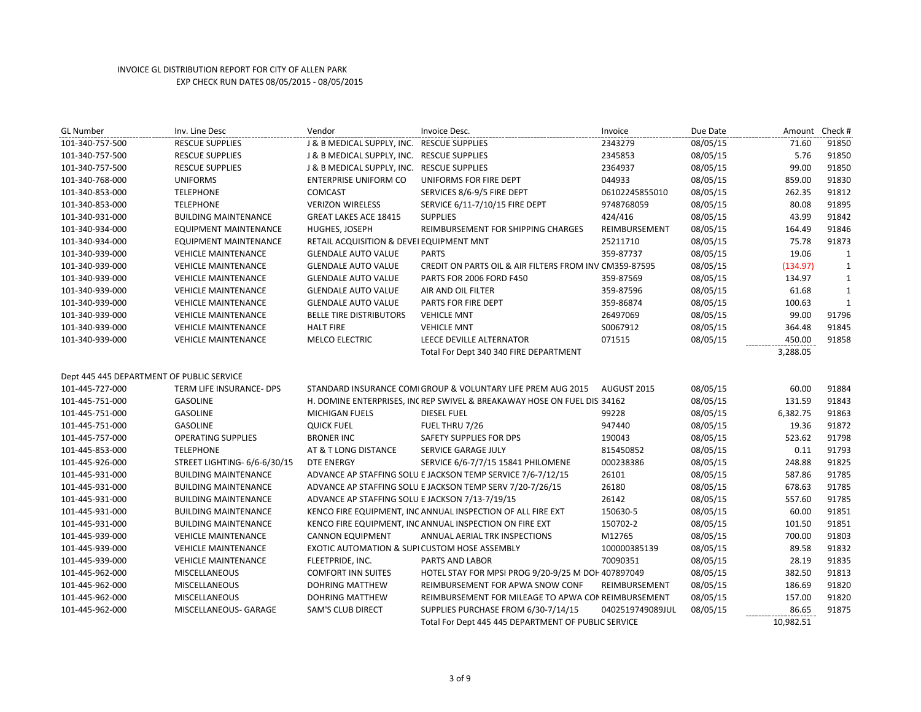# INVOICE GL DISTRIBUTION REPORT FOR CITY OF ALLEN PARK

EXP CHECK RUN DATES 08/05/2015 - 08/05/2015

| GL Number | Inv. Line Desc | Vendor | Invoice Desc. | Invoice | Due Date | Amount | Check # |
|---|---|---|---|---|---|---|---|
| 101-340-757-500 | RESCUE SUPPLIES | J & B MEDICAL SUPPLY, INC. | RESCUE SUPPLIES | 2343279 | 08/05/15 | 71.60 | 91850 |
| 101-340-757-500 | RESCUE SUPPLIES | J & B MEDICAL SUPPLY, INC. | RESCUE SUPPLIES | 2345853 | 08/05/15 | 5.76 | 91850 |
| 101-340-757-500 | RESCUE SUPPLIES | J & B MEDICAL SUPPLY, INC. | RESCUE SUPPLIES | 2364937 | 08/05/15 | 99.00 | 91850 |
| 101-340-768-000 | UNIFORMS | ENTERPRISE UNIFORM CO | UNIFORMS FOR FIRE DEPT | 044933 | 08/05/15 | 859.00 | 91830 |
| 101-340-853-000 | TELEPHONE | COMCAST | SERVICES 8/6-9/5 FIRE DEPT | 06102245855010 | 08/05/15 | 262.35 | 91812 |
| 101-340-853-000 | TELEPHONE | VERIZON WIRELESS | SERVICE 6/11-7/10/15 FIRE DEPT | 9748768059 | 08/05/15 | 80.08 | 91895 |
| 101-340-931-000 | BUILDING MAINTENANCE | GREAT LAKES ACE 18415 | SUPPLIES | 424/416 | 08/05/15 | 43.99 | 91842 |
| 101-340-934-000 | EQUIPMENT MAINTENANCE | HUGHES, JOSEPH | REIMBURSEMENT FOR SHIPPING CHARGES | REIMBURSEMENT | 08/05/15 | 164.49 | 91846 |
| 101-340-934-000 | EQUIPMENT MAINTENANCE | RETAIL ACQUISITION & DEVEI | EQUIPMENT MNT | 25211710 | 08/05/15 | 75.78 | 91873 |
| 101-340-939-000 | VEHICLE MAINTENANCE | GLENDALE AUTO VALUE | PARTS | 359-87737 | 08/05/15 | 19.06 | 1 |
| 101-340-939-000 | VEHICLE MAINTENANCE | GLENDALE AUTO VALUE | CREDIT ON PARTS OIL & AIR FILTERS FROM INV | CM359-87595 | 08/05/15 | (134.97) | 1 |
| 101-340-939-000 | VEHICLE MAINTENANCE | GLENDALE AUTO VALUE | PARTS FOR 2006 FORD F450 | 359-87569 | 08/05/15 | 134.97 | 1 |
| 101-340-939-000 | VEHICLE MAINTENANCE | GLENDALE AUTO VALUE | AIR AND OIL FILTER | 359-87596 | 08/05/15 | 61.68 | 1 |
| 101-340-939-000 | VEHICLE MAINTENANCE | GLENDALE AUTO VALUE | PARTS FOR FIRE DEPT | 359-86874 | 08/05/15 | 100.63 | 1 |
| 101-340-939-000 | VEHICLE MAINTENANCE | BELLE TIRE DISTRIBUTORS | VEHICLE MNT | 26497069 | 08/05/15 | 99.00 | 91796 |
| 101-340-939-000 | VEHICLE MAINTENANCE | HALT FIRE | VEHICLE MNT | S0067912 | 08/05/15 | 364.48 | 91845 |
| 101-340-939-000 | VEHICLE MAINTENANCE | MELCO ELECTRIC | LEECE DEVILLE ALTERNATOR | 071515 | 08/05/15 | 450.00 | 91858 |
| | | | Total For Dept 340 340 FIRE DEPARTMENT | | | 3,288.05 | |
| Dept 445 445 DEPARTMENT OF PUBLIC SERVICE | | | | | | | |
| 101-445-727-000 | TERM LIFE INSURANCE- DPS | STANDARD INSURANCE COMI | GROUP & VOLUNTARY LIFE PREM AUG 2015 | AUGUST 2015 | 08/05/15 | 60.00 | 91884 |
| 101-445-751-000 | GASOLINE | H. DOMINE ENTERPRISES, INC | REP SWIVEL & BREAKAWAY HOSE ON FUEL DIS | 34162 | 08/05/15 | 131.59 | 91843 |
| 101-445-751-000 | GASOLINE | MICHIGAN FUELS | DIESEL FUEL | 99228 | 08/05/15 | 6,382.75 | 91863 |
| 101-445-751-000 | GASOLINE | QUICK FUEL | FUEL THRU 7/26 | 947440 | 08/05/15 | 19.36 | 91872 |
| 101-445-757-000 | OPERATING SUPPLIES | BRONER INC | SAFETY SUPPLIES FOR DPS | 190043 | 08/05/15 | 523.62 | 91798 |
| 101-445-853-000 | TELEPHONE | AT & T LONG DISTANCE | SERVICE GARAGE JULY | 815450852 | 08/05/15 | 0.11 | 91793 |
| 101-445-926-000 | STREET LIGHTING- 6/6-6/30/15 | DTE ENERGY | SERVICE 6/6-7/7/15 15841 PHILOMENE | 000238386 | 08/05/15 | 248.88 | 91825 |
| 101-445-931-000 | BUILDING MAINTENANCE | ADVANCE AP STAFFING SOLU | E JACKSON TEMP SERVICE 7/6-7/12/15 | 26101 | 08/05/15 | 587.86 | 91785 |
| 101-445-931-000 | BUILDING MAINTENANCE | ADVANCE AP STAFFING SOLU | E JACKSON TEMP SERV 7/20-7/26/15 | 26180 | 08/05/15 | 678.63 | 91785 |
| 101-445-931-000 | BUILDING MAINTENANCE | ADVANCE AP STAFFING SOLU | E JACKSON 7/13-7/19/15 | 26142 | 08/05/15 | 557.60 | 91785 |
| 101-445-931-000 | BUILDING MAINTENANCE | KENCO FIRE EQUIPMENT, INC | ANNUAL INSPECTION OF ALL FIRE EXT | 150630-5 | 08/05/15 | 60.00 | 91851 |
| 101-445-931-000 | BUILDING MAINTENANCE | KENCO FIRE EQUIPMENT, INC | ANNUAL INSPECTION ON FIRE EXT | 150702-2 | 08/05/15 | 101.50 | 91851 |
| 101-445-939-000 | VEHICLE MAINTENANCE | CANNON EQUIPMENT | ANNUAL AERIAL TRK INSPECTIONS | M12765 | 08/05/15 | 700.00 | 91803 |
| 101-445-939-000 | VEHICLE MAINTENANCE | EXOTIC AUTOMATION & SUPI | CUSTOM HOSE ASSEMBLY | 100000385139 | 08/05/15 | 89.58 | 91832 |
| 101-445-939-000 | VEHICLE MAINTENANCE | FLEETPRIDE, INC. | PARTS AND LABOR | 70090351 | 08/05/15 | 28.19 | 91835 |
| 101-445-962-000 | MISCELLANEOUS | COMFORT INN SUITES | HOTEL STAY FOR MPSI PROG 9/20-9/25 M DOH | 407897049 | 08/05/15 | 382.50 | 91813 |
| 101-445-962-000 | MISCELLANEOUS | DOHRING MATTHEW | REIMBURSEMENT FOR APWA SNOW CONF | REIMBURSEMENT | 08/05/15 | 186.69 | 91820 |
| 101-445-962-000 | MISCELLANEOUS | DOHRING MATTHEW | REIMBURSEMENT FOR MILEAGE TO APWA CON | REIMBURSEMENT | 08/05/15 | 157.00 | 91820 |
| 101-445-962-000 | MISCELLANEOUS- GARAGE | SAM'S CLUB DIRECT | SUPPLIES PURCHASE FROM 6/30-7/14/15 | 0402519749089JUL | 08/05/15 | 86.65 | 91875 |
| | | | Total For Dept 445 445 DEPARTMENT OF PUBLIC SERVICE | | | 10,982.51 | |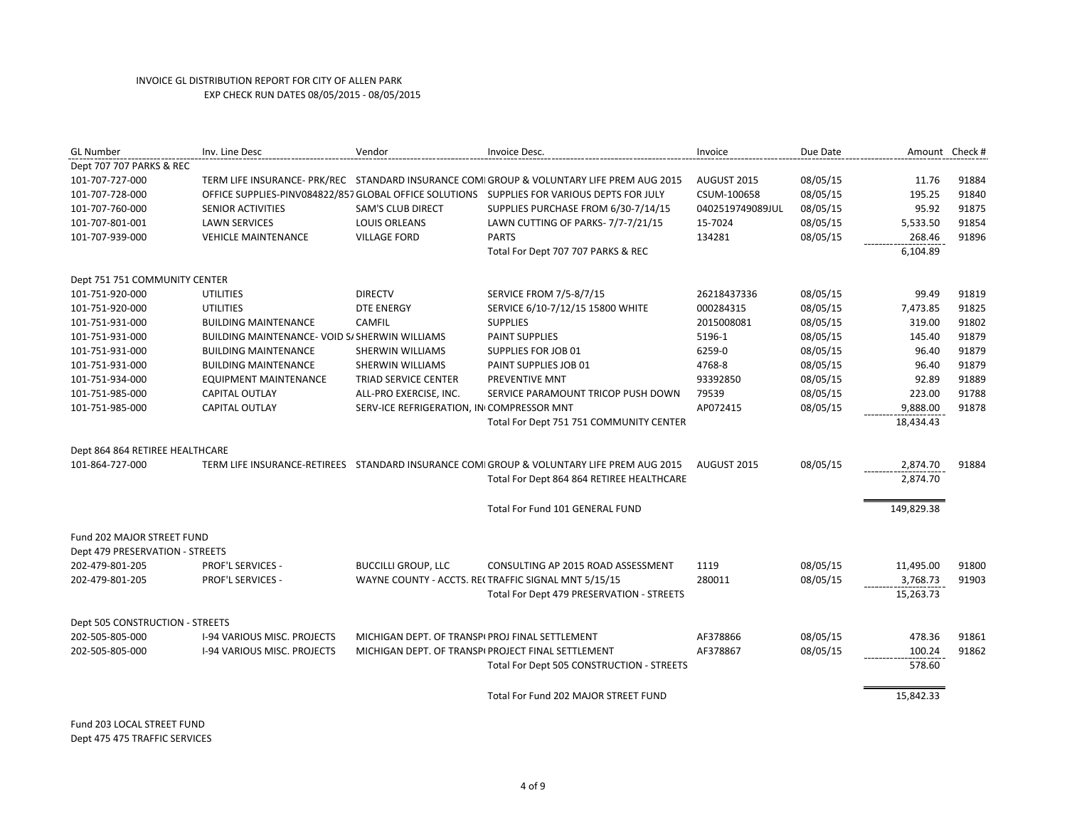INVOICE GL DISTRIBUTION REPORT FOR CITY OF ALLEN PARK
EXP CHECK RUN DATES 08/05/2015 - 08/05/2015

| GL Number | Inv. Line Desc | Vendor | Invoice Desc. | Invoice | Due Date | Amount | Check # |
|---|---|---|---|---|---|---|---|
| Dept 707 707 PARKS & REC | | | | | | | |
| 101-707-727-000 | TERM LIFE INSURANCE- PRK/REC | STANDARD INSURANCE COMI | GROUP & VOLUNTARY LIFE PREM AUG 2015 | AUGUST 2015 | 08/05/15 | 11.76 | 91884 |
| 101-707-728-000 | OFFICE SUPPLIES-PINV084822/857 | GLOBAL OFFICE SOLUTIONS | SUPPLIES FOR VARIOUS DEPTS FOR JULY | CSUM-100658 | 08/05/15 | 195.25 | 91840 |
| 101-707-760-000 | SENIOR ACTIVITIES | SAM'S CLUB DIRECT | SUPPLIES PURCHASE FROM 6/30-7/14/15 | 0402519749089JUL | 08/05/15 | 95.92 | 91875 |
| 101-707-801-001 | LAWN SERVICES | LOUIS ORLEANS | LAWN CUTTING OF PARKS- 7/7-7/21/15 | 15-7024 | 08/05/15 | 5,533.50 | 91854 |
| 101-707-939-000 | VEHICLE MAINTENANCE | VILLAGE FORD | PARTS | 134281 | 08/05/15 | 268.46 | 91896 |
| | | | Total For Dept 707 707 PARKS & REC | | | 6,104.89 | |
| Dept 751 751 COMMUNITY CENTER | | | | | | | |
| 101-751-920-000 | UTILITIES | DIRECTV | SERVICE FROM 7/5-8/7/15 | 26218437336 | 08/05/15 | 99.49 | 91819 |
| 101-751-920-000 | UTILITIES | DTE ENERGY | SERVICE 6/10-7/12/15 15800 WHITE | 000284315 | 08/05/15 | 7,473.85 | 91825 |
| 101-751-931-000 | BUILDING MAINTENANCE | CAMFIL | SUPPLIES | 2015008081 | 08/05/15 | 319.00 | 91802 |
| 101-751-931-000 | BUILDING MAINTENANCE- VOID S/ | SHERWIN WILLIAMS | PAINT SUPPLIES | 5196-1 | 08/05/15 | 145.40 | 91879 |
| 101-751-931-000 | BUILDING MAINTENANCE | SHERWIN WILLIAMS | SUPPLIES FOR JOB 01 | 6259-0 | 08/05/15 | 96.40 | 91879 |
| 101-751-931-000 | BUILDING MAINTENANCE | SHERWIN WILLIAMS | PAINT SUPPLIES JOB 01 | 4768-8 | 08/05/15 | 96.40 | 91879 |
| 101-751-934-000 | EQUIPMENT MAINTENANCE | TRIAD SERVICE CENTER | PREVENTIVE MNT | 93392850 | 08/05/15 | 92.89 | 91889 |
| 101-751-985-000 | CAPITAL OUTLAY | ALL-PRO EXERCISE, INC. | SERVICE PARAMOUNT TRICOP PUSH DOWN | 79539 | 08/05/15 | 223.00 | 91788 |
| 101-751-985-000 | CAPITAL OUTLAY | SERV-ICE REFRIGERATION, IN | COMPRESSOR MNT | AP072415 | 08/05/15 | 9,888.00 | 91878 |
| | | | Total For Dept 751 751 COMMUNITY CENTER | | | 18,434.43 | |
| Dept 864 864 RETIREE HEALTHCARE | | | | | | | |
| 101-864-727-000 | TERM LIFE INSURANCE-RETIREES | STANDARD INSURANCE COMI | GROUP & VOLUNTARY LIFE PREM AUG 2015 | AUGUST 2015 | 08/05/15 | 2,874.70 | 91884 |
| | | | Total For Dept 864 864 RETIREE HEALTHCARE | | | 2,874.70 | |
| | | | Total For Fund 101 GENERAL FUND | | | 149,829.38 | |
| Fund 202 MAJOR STREET FUND | | | | | | | |
| Dept 479 PRESERVATION - STREETS | | | | | | | |
| 202-479-801-205 | PROF'L SERVICES - | BUCCILLI GROUP, LLC | CONSULTING AP 2015 ROAD ASSESSMENT | 1119 | 08/05/15 | 11,495.00 | 91800 |
| 202-479-801-205 | PROF'L SERVICES - | WAYNE COUNTY - ACCTS. RE( | TRAFFIC SIGNAL MNT 5/15/15 | 280011 | 08/05/15 | 3,768.73 | 91903 |
| | | | Total For Dept 479 PRESERVATION - STREETS | | | 15,263.73 | |
| Dept 505 CONSTRUCTION - STREETS | | | | | | | |
| 202-505-805-000 | I-94 VARIOUS MISC. PROJECTS | MICHIGAN DEPT. OF TRANSP( | PROJ FINAL SETTLEMENT | AF378866 | 08/05/15 | 478.36 | 91861 |
| 202-505-805-000 | I-94 VARIOUS MISC. PROJECTS | MICHIGAN DEPT. OF TRANSP( | PROJECT FINAL SETTLEMENT | AF378867 | 08/05/15 | 100.24 | 91862 |
| | | | Total For Dept 505 CONSTRUCTION - STREETS | | | 578.60 | |
| | | | Total For Fund 202 MAJOR STREET FUND | | | 15,842.33 | |
| Fund 203 LOCAL STREET FUND | | | | | | | |
| Dept 475 475 TRAFFIC SERVICES | | | | | | | |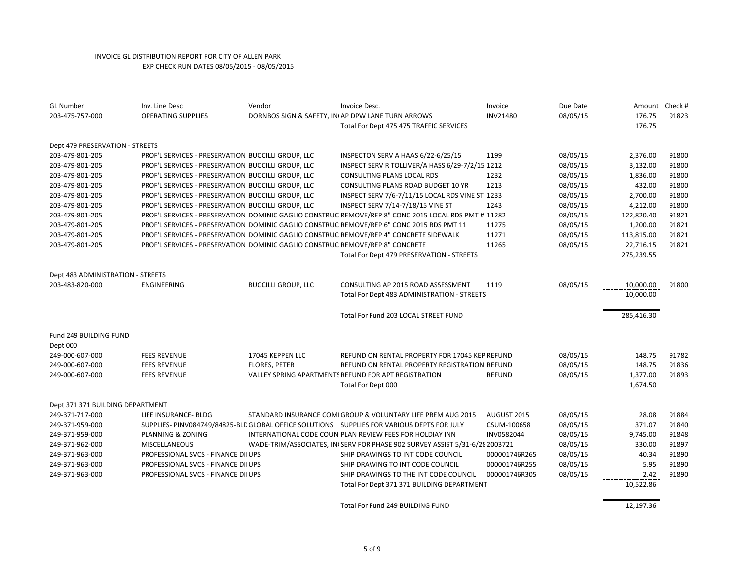# INVOICE GL DISTRIBUTION REPORT FOR CITY OF ALLEN PARK

EXP CHECK RUN DATES 08/05/2015 - 08/05/2015

| GL Number | Inv. Line Desc | Vendor | Invoice Desc. | Invoice | Due Date | Amount | Check # |
|---|---|---|---|---|---|---|---|
| 203-475-757-000 | OPERATING SUPPLIES | DORNBOS SIGN & SAFETY, IN | AP DPW LANE TURN ARROWS | INV21480 | 08/05/15 | 176.75 | 91823 |
| | | | Total For Dept 475 475 TRAFFIC SERVICES | | | 176.75 | |
| Dept 479 PRESERVATION - STREETS | | | | | | | |
| 203-479-801-205 | PROF'L SERVICES - PRESERVATION | BUCCILLI GROUP, LLC | INSPECTON SERV A HAAS 6/22-6/25/15 | 1199 | 08/05/15 | 2,376.00 | 91800 |
| 203-479-801-205 | PROF'L SERVICES - PRESERVATION | BUCCILLI GROUP, LLC | INSPECT SERV R TOLLIVER/A HASS 6/29-7/2/15 | 1212 | 08/05/15 | 3,132.00 | 91800 |
| 203-479-801-205 | PROF'L SERVICES - PRESERVATION | BUCCILLI GROUP, LLC | CONSULTING PLANS LOCAL RDS | 1232 | 08/05/15 | 1,836.00 | 91800 |
| 203-479-801-205 | PROF'L SERVICES - PRESERVATION | BUCCILLI GROUP, LLC | CONSULTING PLANS ROAD BUDGET 10 YR | 1213 | 08/05/15 | 432.00 | 91800 |
| 203-479-801-205 | PROF'L SERVICES - PRESERVATION | BUCCILLI GROUP, LLC | INSPECT SERV 7/6-7/11/15 LOCAL RDS VINE ST | 1233 | 08/05/15 | 2,700.00 | 91800 |
| 203-479-801-205 | PROF'L SERVICES - PRESERVATION | BUCCILLI GROUP, LLC | INSPECT SERV 7/14-7/18/15 VINE ST | 1243 | 08/05/15 | 4,212.00 | 91800 |
| 203-479-801-205 | PROF'L SERVICES - PRESERVATION | DOMINIC GAGLIO CONSTRUC | REMOVE/REP 8" CONC 2015 LOCAL RDS PMT # | 11282 | 08/05/15 | 122,820.40 | 91821 |
| 203-479-801-205 | PROF'L SERVICES - PRESERVATION | DOMINIC GAGLIO CONSTRUC | REMOVE/REP 6" CONC 2015 RDS PMT 11 | 11275 | 08/05/15 | 1,200.00 | 91821 |
| 203-479-801-205 | PROF'L SERVICES - PRESERVATION | DOMINIC GAGLIO CONSTRUC | REMOVE/REP 4" CONCRETE SIDEWALK | 11271 | 08/05/15 | 113,815.00 | 91821 |
| 203-479-801-205 | PROF'L SERVICES - PRESERVATION | DOMINIC GAGLIO CONSTRUC | REMOVE/REP 8" CONCRETE | 11265 | 08/05/15 | 22,716.15 | 91821 |
| | | | Total For Dept 479 PRESERVATION - STREETS | | | 275,239.55 | |
| Dept 483 ADMINISTRATION - STREETS | | | | | | | |
| 203-483-820-000 | ENGINEERING | BUCCILLI GROUP, LLC | CONSULTING AP 2015 ROAD ASSESSMENT | 1119 | 08/05/15 | 10,000.00 | 91800 |
| | | | Total For Dept 483 ADMINISTRATION - STREETS | | | 10,000.00 | |
| | | | Total For Fund 203 LOCAL STREET FUND | | | 285,416.30 | |
| Fund 249 BUILDING FUND | | | | | | | |
| Dept 000 | | | | | | | |
| 249-000-607-000 | FEES REVENUE | 17045 KEPPEN LLC | REFUND ON RENTAL PROPERTY FOR 17045 KEP | REFUND | 08/05/15 | 148.75 | 91782 |
| 249-000-607-000 | FEES REVENUE | FLORES, PETER | REFUND ON RENTAL PROPERTY REGISTRATION | REFUND | 08/05/15 | 148.75 | 91836 |
| 249-000-607-000 | FEES REVENUE | VALLEY SPRING APARTMENTS | REFUND FOR APT REGISTRATION | REFUND | 08/05/15 | 1,377.00 | 91893 |
| | | | Total For Dept 000 | | | 1,674.50 | |
| Dept 371 371 BUILDING DEPARTMENT | | | | | | | |
| 249-371-717-000 | LIFE INSURANCE- BLDG | STANDARD INSURANCE COMI | GROUP & VOLUNTARY LIFE PREM AUG 2015 | AUGUST 2015 | 08/05/15 | 28.08 | 91884 |
| 249-371-959-000 | SUPPLIES- PINV084749/84825-BLD | GLOBAL OFFICE SOLUTIONS | SUPPLIES FOR VARIOUS DEPTS FOR JULY | CSUM-100658 | 08/05/15 | 371.07 | 91840 |
| 249-371-959-000 | PLANNING & ZONING | INTERNATIONAL CODE COUN | PLAN REVIEW FEES FOR HOLDIAY INN | INV0582044 | 08/05/15 | 9,745.00 | 91848 |
| 249-371-962-000 | MISCELLANEOUS | WADE-TRIM/ASSOCIATES, IN | SERV FOR PHASE 902 SURVEY ASSIST 5/31-6/28 | 2003721 | 08/05/15 | 330.00 | 91897 |
| 249-371-963-000 | PROFESSIONAL SVCS - FINANCE DI | UPS | SHIP DRAWINGS TO INT CODE COUNCIL | 000001746R265 | 08/05/15 | 40.34 | 91890 |
| 249-371-963-000 | PROFESSIONAL SVCS - FINANCE DI | UPS | SHIP DRAWING TO INT CODE COUNCIL | 000001746R255 | 08/05/15 | 5.95 | 91890 |
| 249-371-963-000 | PROFESSIONAL SVCS - FINANCE DI | UPS | SHIP DRAWINGS TO THE INT CODE COUNCIL | 000001746R305 | 08/05/15 | 2.42 | 91890 |
| | | | Total For Dept 371 371 BUILDING DEPARTMENT | | | 10,522.86 | |
| | | | Total For Fund 249 BUILDING FUND | | | 12,197.36 | |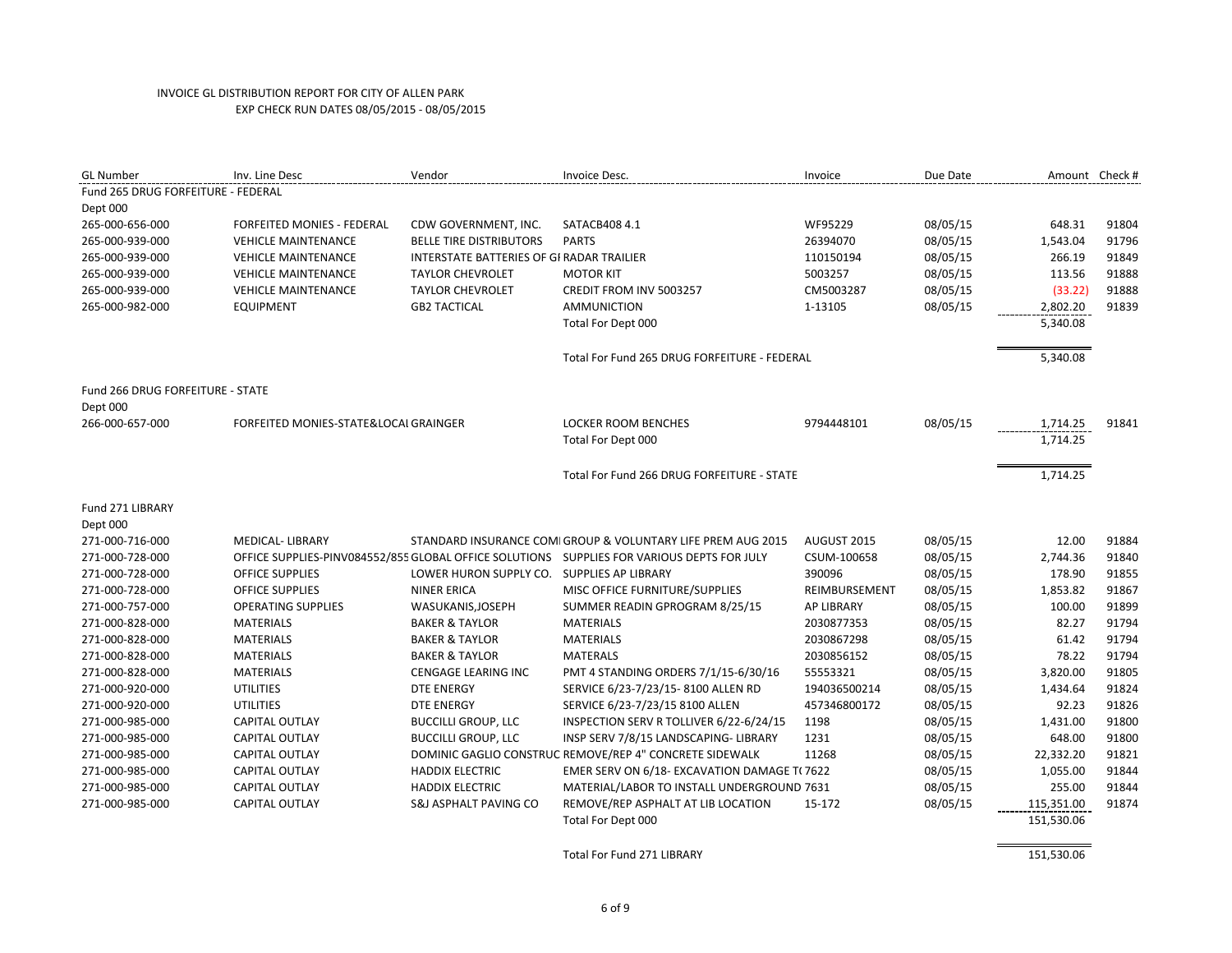INVOICE GL DISTRIBUTION REPORT FOR CITY OF ALLEN PARK
EXP CHECK RUN DATES 08/05/2015 - 08/05/2015

| GL Number | Inv. Line Desc | Vendor | Invoice Desc. | Invoice | Due Date | Amount | Check # |
|---|---|---|---|---|---|---|---|
| Fund 265 DRUG FORFEITURE - FEDERAL | | | | | | | |
| Dept 000 | | | | | | | |
| 265-000-656-000 | FORFEITED MONIES - FEDERAL | CDW GOVERNMENT, INC. | SATACB408 4.1 | WF95229 | 08/05/15 | 648.31 | 91804 |
| 265-000-939-000 | VEHICLE MAINTENANCE | BELLE TIRE DISTRIBUTORS | PARTS | 26394070 | 08/05/15 | 1,543.04 | 91796 |
| 265-000-939-000 | VEHICLE MAINTENANCE | INTERSTATE BATTERIES OF GI | RADAR TRAILIER | 110150194 | 08/05/15 | 266.19 | 91849 |
| 265-000-939-000 | VEHICLE MAINTENANCE | TAYLOR CHEVROLET | MOTOR KIT | 5003257 | 08/05/15 | 113.56 | 91888 |
| 265-000-939-000 | VEHICLE MAINTENANCE | TAYLOR CHEVROLET | CREDIT FROM INV 5003257 | CM5003287 | 08/05/15 | (33.22) | 91888 |
| 265-000-982-000 | EQUIPMENT | GB2 TACTICAL | AMMUNICTION | 1-13105 | 08/05/15 | 2,802.20 | 91839 |
| | | | Total For Dept 000 | | | 5,340.08 | |
| | | | Total For Fund 265 DRUG FORFEITURE - FEDERAL | | | 5,340.08 | |
| Fund 266 DRUG FORFEITURE - STATE | | | | | | | |
| Dept 000 | | | | | | | |
| 266-000-657-000 | FORFEITED MONIES-STATE&LOCAL | GRAINGER | LOCKER ROOM BENCHES | 9794448101 | 08/05/15 | 1,714.25 | 91841 |
| | | | Total For Dept 000 | | | 1,714.25 | |
| | | | Total For Fund 266 DRUG FORFEITURE - STATE | | | 1,714.25 | |
| Fund 271 LIBRARY | | | | | | | |
| Dept 000 | | | | | | | |
| 271-000-716-000 | MEDICAL- LIBRARY | STANDARD INSURANCE COMI | GROUP & VOLUNTARY LIFE PREM AUG 2015 | AUGUST 2015 | 08/05/15 | 12.00 | 91884 |
| 271-000-728-000 | OFFICE SUPPLIES-PINV084552/855 | GLOBAL OFFICE SOLUTIONS | SUPPLIES FOR VARIOUS DEPTS FOR JULY | CSUM-100658 | 08/05/15 | 2,744.36 | 91840 |
| 271-000-728-000 | OFFICE SUPPLIES | LOWER HURON SUPPLY CO. | SUPPLIES AP LIBRARY | 390096 | 08/05/15 | 178.90 | 91855 |
| 271-000-728-000 | OFFICE SUPPLIES | NINER ERICA | MISC OFFICE FURNITURE/SUPPLIES | REIMBURSEMENT | 08/05/15 | 1,853.82 | 91867 |
| 271-000-757-000 | OPERATING SUPPLIES | WASUKANIS,JOSEPH | SUMMER READIN GPROGRAM 8/25/15 | AP LIBRARY | 08/05/15 | 100.00 | 91899 |
| 271-000-828-000 | MATERIALS | BAKER & TAYLOR | MATERIALS | 2030877353 | 08/05/15 | 82.27 | 91794 |
| 271-000-828-000 | MATERIALS | BAKER & TAYLOR | MATERIALS | 2030867298 | 08/05/15 | 61.42 | 91794 |
| 271-000-828-000 | MATERIALS | BAKER & TAYLOR | MATERALS | 2030856152 | 08/05/15 | 78.22 | 91794 |
| 271-000-828-000 | MATERIALS | CENGAGE LEARING INC | PMT 4 STANDING ORDERS 7/1/15-6/30/16 | 55553321 | 08/05/15 | 3,820.00 | 91805 |
| 271-000-920-000 | UTILITIES | DTE ENERGY | SERVICE 6/23-7/23/15- 8100 ALLEN RD | 194036500214 | 08/05/15 | 1,434.64 | 91824 |
| 271-000-920-000 | UTILITIES | DTE ENERGY | SERVICE 6/23-7/23/15 8100 ALLEN | 457346800172 | 08/05/15 | 92.23 | 91826 |
| 271-000-985-000 | CAPITAL OUTLAY | BUCCILLI GROUP, LLC | INSPECTION SERV R TOLLIVER 6/22-6/24/15 | 1198 | 08/05/15 | 1,431.00 | 91800 |
| 271-000-985-000 | CAPITAL OUTLAY | BUCCILLI GROUP, LLC | INSP SERV 7/8/15 LANDSCAPING- LIBRARY | 1231 | 08/05/15 | 648.00 | 91800 |
| 271-000-985-000 | CAPITAL OUTLAY | DOMINIC GAGLIO CONSTRUC | REMOVE/REP 4" CONCRETE SIDEWALK | 11268 | 08/05/15 | 22,332.20 | 91821 |
| 271-000-985-000 | CAPITAL OUTLAY | HADDIX ELECTRIC | EMER SERV ON 6/18- EXCAVATION DAMAGE T( | 7622 | 08/05/15 | 1,055.00 | 91844 |
| 271-000-985-000 | CAPITAL OUTLAY | HADDIX ELECTRIC | MATERIAL/LABOR TO INSTALL UNDERGROUND | 7631 | 08/05/15 | 255.00 | 91844 |
| 271-000-985-000 | CAPITAL OUTLAY | S&J ASPHALT PAVING CO | REMOVE/REP ASPHALT AT LIB LOCATION | 15-172 | 08/05/15 | 115,351.00 | 91874 |
| | | | Total For Dept 000 | | | 151,530.06 | |
| | | | Total For Fund 271 LIBRARY | | | 151,530.06 | |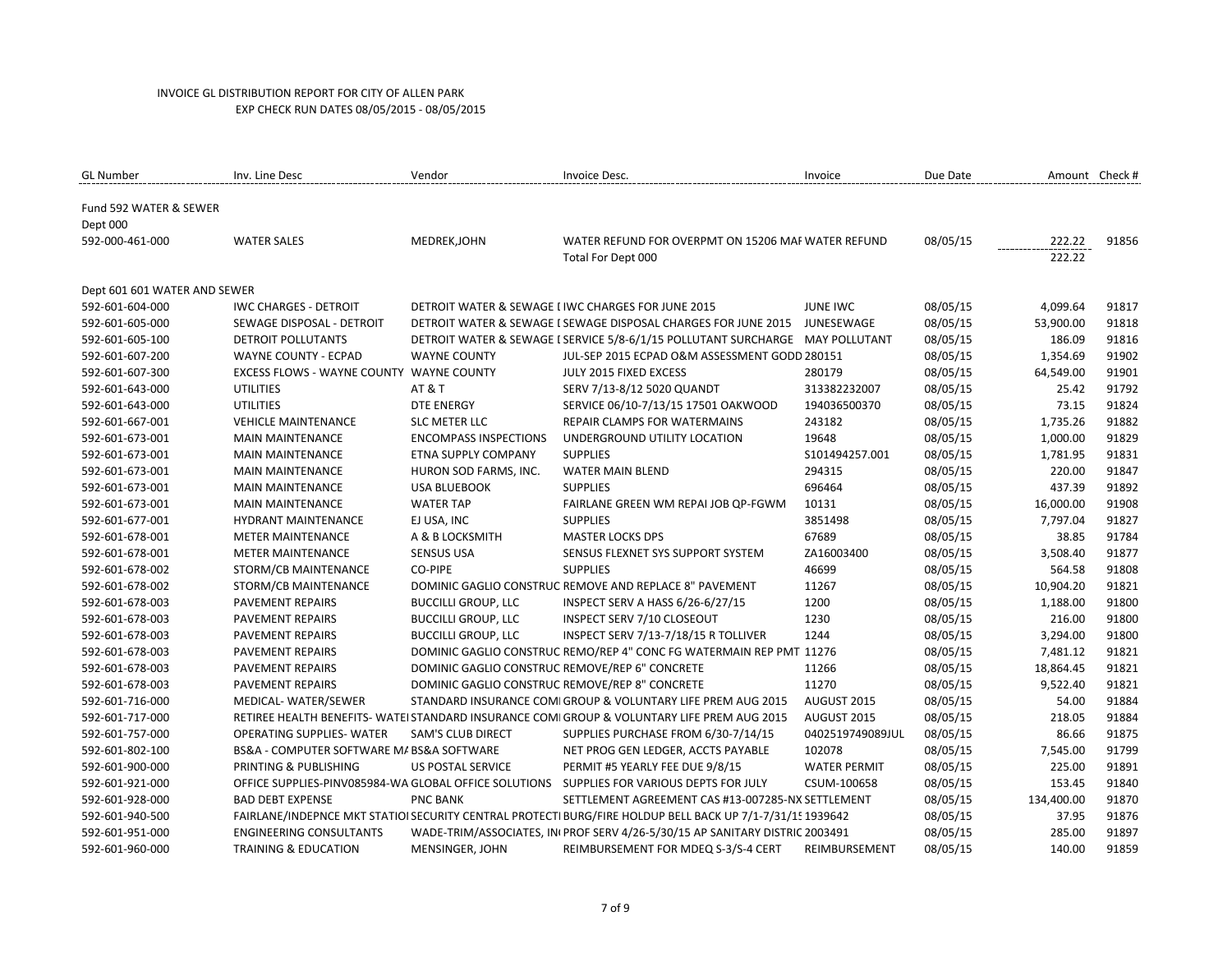# INVOICE GL DISTRIBUTION REPORT FOR CITY OF ALLEN PARK

EXP CHECK RUN DATES 08/05/2015 - 08/05/2015

| GL Number | Inv. Line Desc | Vendor | Invoice Desc. | Invoice | Due Date | Amount | Check # |
|---|---|---|---|---|---|---|---|
| Fund 592 WATER & SEWER | | | | | | | |
| Dept 000 | | | | | | | |
| 592-000-461-000 | WATER SALES | MEDREK,JOHN | WATER REFUND FOR OVERPMT ON 15206 MAI WATER REFUND | | 08/05/15 | 222.22 | 91856 |
| | | | Total For Dept 000 | | | 222.22 | |
| Dept 601 601 WATER AND SEWER | | | | | | | |
| 592-601-604-000 | IWC CHARGES - DETROIT | DETROIT WATER & SEWAGE I | IWC CHARGES FOR JUNE 2015 | JUNE IWC | 08/05/15 | 4,099.64 | 91817 |
| 592-601-605-000 | SEWAGE DISPOSAL - DETROIT | DETROIT WATER & SEWAGE I | SEWAGE DISPOSAL CHARGES FOR JUNE 2015 | JUNESEWAGE | 08/05/15 | 53,900.00 | 91818 |
| 592-601-605-100 | DETROIT POLLUTANTS | DETROIT WATER & SEWAGE I | SERVICE 5/8-6/1/15 POLLUTANT SURCHARGE | MAY POLLUTANT | 08/05/15 | 186.09 | 91816 |
| 592-601-607-200 | WAYNE COUNTY - ECPAD | WAYNE COUNTY | JUL-SEP 2015 ECPAD O&M ASSESSMENT GODD | 280151 | 08/05/15 | 1,354.69 | 91902 |
| 592-601-607-300 | EXCESS FLOWS - WAYNE COUNTY | WAYNE COUNTY | JULY 2015 FIXED EXCESS | 280179 | 08/05/15 | 64,549.00 | 91901 |
| 592-601-643-000 | UTILITIES | AT & T | SERV 7/13-8/12 5020 QUANDT | 313382232007 | 08/05/15 | 25.42 | 91792 |
| 592-601-643-000 | UTILITIES | DTE ENERGY | SERVICE 06/10-7/13/15 17501 OAKWOOD | 194036500370 | 08/05/15 | 73.15 | 91824 |
| 592-601-667-001 | VEHICLE MAINTENANCE | SLC METER LLC | REPAIR CLAMPS FOR WATERMAINS | 243182 | 08/05/15 | 1,735.26 | 91882 |
| 592-601-673-001 | MAIN MAINTENANCE | ENCOMPASS INSPECTIONS | UNDERGROUND UTILITY LOCATION | 19648 | 08/05/15 | 1,000.00 | 91829 |
| 592-601-673-001 | MAIN MAINTENANCE | ETNA SUPPLY COMPANY | SUPPLIES | S101494257.001 | 08/05/15 | 1,781.95 | 91831 |
| 592-601-673-001 | MAIN MAINTENANCE | HURON SOD FARMS, INC. | WATER MAIN BLEND | 294315 | 08/05/15 | 220.00 | 91847 |
| 592-601-673-001 | MAIN MAINTENANCE | USA BLUEBOOK | SUPPLIES | 696464 | 08/05/15 | 437.39 | 91892 |
| 592-601-673-001 | MAIN MAINTENANCE | WATER TAP | FAIRLANE GREEN WM REPAI JOB QP-FGWM | 10131 | 08/05/15 | 16,000.00 | 91908 |
| 592-601-677-001 | HYDRANT MAINTENANCE | EJ USA, INC | SUPPLIES | 3851498 | 08/05/15 | 7,797.04 | 91827 |
| 592-601-678-001 | METER MAINTENANCE | A & B LOCKSMITH | MASTER LOCKS DPS | 67689 | 08/05/15 | 38.85 | 91784 |
| 592-601-678-001 | METER MAINTENANCE | SENSUS USA | SENSUS FLEXNET SYS SUPPORT SYSTEM | ZA16003400 | 08/05/15 | 3,508.40 | 91877 |
| 592-601-678-002 | STORM/CB MAINTENANCE | CO-PIPE | SUPPLIES | 46699 | 08/05/15 | 564.58 | 91808 |
| 592-601-678-002 | STORM/CB MAINTENANCE | DOMINIC GAGLIO CONSTRUC | REMOVE AND REPLACE 8" PAVEMENT | 11267 | 08/05/15 | 10,904.20 | 91821 |
| 592-601-678-003 | PAVEMENT REPAIRS | BUCCILLI GROUP, LLC | INSPECT SERV A HASS 6/26-6/27/15 | 1200 | 08/05/15 | 1,188.00 | 91800 |
| 592-601-678-003 | PAVEMENT REPAIRS | BUCCILLI GROUP, LLC | INSPECT SERV 7/10 CLOSEOUT | 1230 | 08/05/15 | 216.00 | 91800 |
| 592-601-678-003 | PAVEMENT REPAIRS | BUCCILLI GROUP, LLC | INSPECT SERV 7/13-7/18/15 R TOLLIVER | 1244 | 08/05/15 | 3,294.00 | 91800 |
| 592-601-678-003 | PAVEMENT REPAIRS | DOMINIC GAGLIO CONSTRUC | REMO/REP 4" CONC FG WATERMAIN REP PMT | 11276 | 08/05/15 | 7,481.12 | 91821 |
| 592-601-678-003 | PAVEMENT REPAIRS | DOMINIC GAGLIO CONSTRUC | REMOVE/REP 6" CONCRETE | 11266 | 08/05/15 | 18,864.45 | 91821 |
| 592-601-678-003 | PAVEMENT REPAIRS | DOMINIC GAGLIO CONSTRUC | REMOVE/REP 8" CONCRETE | 11270 | 08/05/15 | 9,522.40 | 91821 |
| 592-601-716-000 | MEDICAL- WATER/SEWER | STANDARD INSURANCE COMI | GROUP & VOLUNTARY LIFE PREM AUG 2015 | AUGUST 2015 | 08/05/15 | 54.00 | 91884 |
| 592-601-717-000 | RETIREE HEALTH BENEFITS- WATEI | STANDARD INSURANCE COMI | GROUP & VOLUNTARY LIFE PREM AUG 2015 | AUGUST 2015 | 08/05/15 | 218.05 | 91884 |
| 592-601-757-000 | OPERATING SUPPLIES- WATER | SAM'S CLUB DIRECT | SUPPLIES PURCHASE FROM 6/30-7/14/15 | 0402519749089JUL | 08/05/15 | 86.66 | 91875 |
| 592-601-802-100 | BS&A - COMPUTER SOFTWARE MA | BS&A SOFTWARE | NET PROG GEN LEDGER, ACCTS PAYABLE | 102078 | 08/05/15 | 7,545.00 | 91799 |
| 592-601-900-000 | PRINTING & PUBLISHING | US POSTAL SERVICE | PERMIT #5 YEARLY FEE DUE 9/8/15 | WATER PERMIT | 08/05/15 | 225.00 | 91891 |
| 592-601-921-000 | OFFICE SUPPLIES-PINV085984-WA | GLOBAL OFFICE SOLUTIONS | SUPPLIES FOR VARIOUS DEPTS FOR JULY | CSUM-100658 | 08/05/15 | 153.45 | 91840 |
| 592-601-928-000 | BAD DEBT EXPENSE | PNC BANK | SETTLEMENT AGREEMENT CAS #13-007285-NX | SETTLEMENT | 08/05/15 | 134,400.00 | 91870 |
| 592-601-940-500 | FAIRLANE/INDEPNCE MKT STATIOI | SECURITY CENTRAL PROTECTI | BURG/FIRE HOLDUP BELL BACK UP 7/1-7/31/15 | 1939642 | 08/05/15 | 37.95 | 91876 |
| 592-601-951-000 | ENGINEERING CONSULTANTS | WADE-TRIM/ASSOCIATES, IN | PROF SERV 4/26-5/30/15 AP SANITARY DISTRIC | 2003491 | 08/05/15 | 285.00 | 91897 |
| 592-601-960-000 | TRAINING & EDUCATION | MENSINGER, JOHN | REIMBURSEMENT FOR MDEQ S-3/S-4 CERT | REIMBURSEMENT | 08/05/15 | 140.00 | 91859 |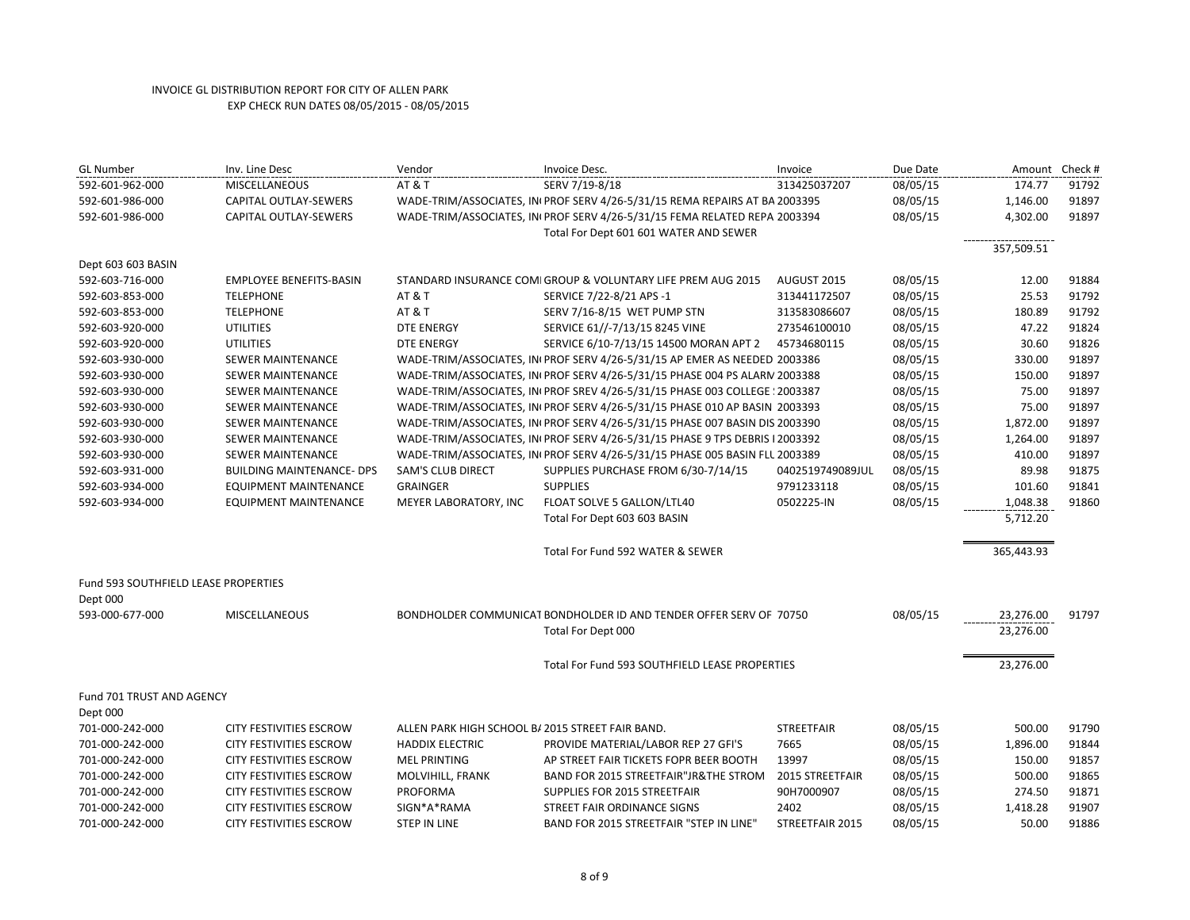INVOICE GL DISTRIBUTION REPORT FOR CITY OF ALLEN PARK

EXP CHECK RUN DATES 08/05/2015 - 08/05/2015

| GL Number | Inv. Line Desc | Vendor | Invoice Desc. | Invoice | Due Date | Amount | Check # |
|---|---|---|---|---|---|---|---|
| 592-601-962-000 | MISCELLANEOUS | AT & T | SERV 7/19-8/18 | 313425037207 | 08/05/15 | 174.77 | 91792 |
| 592-601-986-000 | CAPITAL OUTLAY-SEWERS | WADE-TRIM/ASSOCIATES, IN | PROF SERV 4/26-5/31/15 REMA REPAIRS AT BA | 2003395 | 08/05/15 | 1,146.00 | 91897 |
| 592-601-986-000 | CAPITAL OUTLAY-SEWERS | WADE-TRIM/ASSOCIATES, IN | PROF SERV 4/26-5/31/15 FEMA RELATED REPA | 2003394 | 08/05/15 | 4,302.00 | 91897 |
| | | | Total For Dept 601 601 WATER AND SEWER | | | 357,509.51 | |
| Dept 603 603 BASIN | | | | | | | |
| 592-603-716-000 | EMPLOYEE BENEFITS-BASIN | STANDARD INSURANCE COM | GROUP & VOLUNTARY LIFE PREM AUG 2015 | AUGUST 2015 | 08/05/15 | 12.00 | 91884 |
| 592-603-853-000 | TELEPHONE | AT & T | SERVICE 7/22-8/21 APS -1 | 313441172507 | 08/05/15 | 25.53 | 91792 |
| 592-603-853-000 | TELEPHONE | AT & T | SERV 7/16-8/15 WET PUMP STN | 313583086607 | 08/05/15 | 180.89 | 91792 |
| 592-603-920-000 | UTILITIES | DTE ENERGY | SERVICE 61//-7/13/15 8245 VINE | 273546100010 | 08/05/15 | 47.22 | 91824 |
| 592-603-920-000 | UTILITIES | DTE ENERGY | SERVICE 6/10-7/13/15 14500 MORAN APT 2 | 45734680115 | 08/05/15 | 30.60 | 91826 |
| 592-603-930-000 | SEWER MAINTENANCE | WADE-TRIM/ASSOCIATES, IN | PROF SERV 4/26-5/31/15 AP EMER AS NEEDED | 2003386 | 08/05/15 | 330.00 | 91897 |
| 592-603-930-000 | SEWER MAINTENANCE | WADE-TRIM/ASSOCIATES, IN | PROF SERV 4/26-5/31/15 PHASE 004 PS ALARM | 2003388 | 08/05/15 | 150.00 | 91897 |
| 592-603-930-000 | SEWER MAINTENANCE | WADE-TRIM/ASSOCIATES, IN | PROF SREV 4/26-5/31/15 PHASE 003 COLLEGE | 2003387 | 08/05/15 | 75.00 | 91897 |
| 592-603-930-000 | SEWER MAINTENANCE | WADE-TRIM/ASSOCIATES, IN | PROF SERV 4/26-5/31/15 PHASE 010 AP BASIN | 2003393 | 08/05/15 | 75.00 | 91897 |
| 592-603-930-000 | SEWER MAINTENANCE | WADE-TRIM/ASSOCIATES, IN | PROF SERV 4/26-5/31/15 PHASE 007 BASIN DIS | 2003390 | 08/05/15 | 1,872.00 | 91897 |
| 592-603-930-000 | SEWER MAINTENANCE | WADE-TRIM/ASSOCIATES, IN | PROF SERV 4/26-5/31/15 PHASE 9 TPS DEBRIS I | 2003392 | 08/05/15 | 1,264.00 | 91897 |
| 592-603-930-000 | SEWER MAINTENANCE | WADE-TRIM/ASSOCIATES, IN | PROF SERV 4/26-5/31/15 PHASE 005 BASIN FLU | 2003389 | 08/05/15 | 410.00 | 91897 |
| 592-603-931-000 | BUILDING MAINTENANCE- DPS | SAM'S CLUB DIRECT | SUPPLIES PURCHASE FROM 6/30-7/14/15 | 0402519749089JUL | 08/05/15 | 89.98 | 91875 |
| 592-603-934-000 | EQUIPMENT MAINTENANCE | GRAINGER | SUPPLIES | 9791233118 | 08/05/15 | 101.60 | 91841 |
| 592-603-934-000 | EQUIPMENT MAINTENANCE | MEYER LABORATORY, INC | FLOAT SOLVE 5 GALLON/LTL40 | 0502225-IN | 08/05/15 | 1,048.38 | 91860 |
| | | | Total For Dept 603 603 BASIN | | | 5,712.20 | |
| | | | Total For Fund 592 WATER & SEWER | | | 365,443.93 | |
| Fund 593 SOUTHFIELD LEASE PROPERTIES | | | | | | | |
| Dept 000 | | | | | | | |
| 593-000-677-000 | MISCELLANEOUS | BONDHOLDER COMMUNICAT | BONDHOLDER ID AND TENDER OFFER SERV OF | 70750 | 08/05/15 | 23,276.00 | 91797 |
| | | | Total For Dept 000 | | | 23,276.00 | |
| | | | Total For Fund 593 SOUTHFIELD LEASE PROPERTIES | | | 23,276.00 | |
| Fund 701 TRUST AND AGENCY | | | | | | | |
| Dept 000 | | | | | | | |
| 701-000-242-000 | CITY FESTIVITIES ESCROW | ALLEN PARK HIGH SCHOOL B/ | 2015 STREET FAIR BAND. | STREETFAIR | 08/05/15 | 500.00 | 91790 |
| 701-000-242-000 | CITY FESTIVITIES ESCROW | HADDIX ELECTRIC | PROVIDE MATERIAL/LABOR REP 27 GFI'S | 7665 | 08/05/15 | 1,896.00 | 91844 |
| 701-000-242-000 | CITY FESTIVITIES ESCROW | MEL PRINTING | AP STREET FAIR TICKETS FOPR BEER BOOTH | 13997 | 08/05/15 | 150.00 | 91857 |
| 701-000-242-000 | CITY FESTIVITIES ESCROW | MOLVIHILL, FRANK | BAND FOR 2015 STREETFAIR"JR&THE STROM | 2015 STREETFAIR | 08/05/15 | 500.00 | 91865 |
| 701-000-242-000 | CITY FESTIVITIES ESCROW | PROFORMA | SUPPLIES FOR 2015 STREETFAIR | 90H7000907 | 08/05/15 | 274.50 | 91871 |
| 701-000-242-000 | CITY FESTIVITIES ESCROW | SIGN*A*RAMA | STREET FAIR ORDINANCE SIGNS | 2402 | 08/05/15 | 1,418.28 | 91907 |
| 701-000-242-000 | CITY FESTIVITIES ESCROW | STEP IN LINE | BAND FOR 2015 STREETFAIR "STEP IN LINE" | STREETFAIR 2015 | 08/05/15 | 50.00 | 91886 |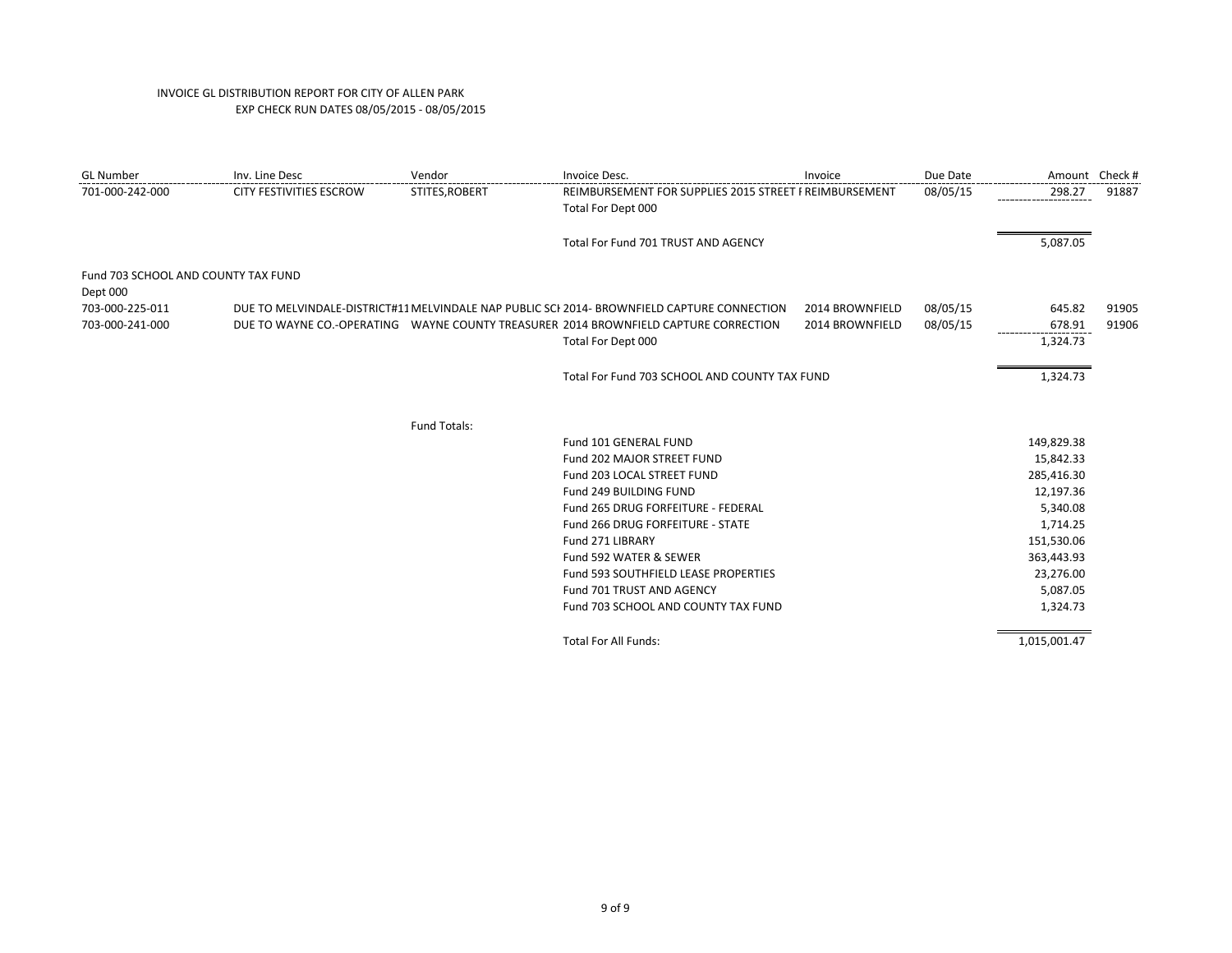INVOICE GL DISTRIBUTION REPORT FOR CITY OF ALLEN PARK
EXP CHECK RUN DATES 08/05/2015 - 08/05/2015

| GL Number | Inv. Line Desc | Vendor | Invoice Desc. | Invoice | Due Date | Amount | Check # |
|---|---|---|---|---|---|---|---|
| 701-000-242-000 | CITY FESTIVITIES ESCROW | STITES,ROBERT | REIMBURSEMENT FOR SUPPLIES 2015 STREET F | REIMBURSEMENT | 08/05/15 | 298.27 | 91887 |
| | | | Total For Dept 000 | | | | |
| | | | Total For Fund 701 TRUST AND AGENCY | | | 5,087.05 | |
| Fund 703 SCHOOL AND COUNTY TAX FUND | | | | | | | |
| Dept 000 | | | | | | | |
| 703-000-225-011 | DUE TO MELVINDALE-DISTRICT#11 | MELVINDALE NAP PUBLIC SCH | 2014- BROWNFIELD CAPTURE CONNECTION | 2014 BROWNFIELD | 08/05/15 | 645.82 | 91905 |
| 703-000-241-000 | DUE TO WAYNE CO.-OPERATING | WAYNE COUNTY TREASURER | 2014 BROWNFIELD CAPTURE CORRECTION | 2014 BROWNFIELD | 08/05/15 | 678.91 | 91906 |
| | | | Total For Dept 000 | | | 1,324.73 | |
| | | | Total For Fund 703 SCHOOL AND COUNTY TAX FUND | | | 1,324.73 | |
| | | Fund Totals: | | | | | |
| | | | Fund 101 GENERAL FUND | | | 149,829.38 | |
| | | | Fund 202 MAJOR STREET FUND | | | 15,842.33 | |
| | | | Fund 203 LOCAL STREET FUND | | | 285,416.30 | |
| | | | Fund 249 BUILDING FUND | | | 12,197.36 | |
| | | | Fund 265 DRUG FORFEITURE - FEDERAL | | | 5,340.08 | |
| | | | Fund 266 DRUG FORFEITURE - STATE | | | 1,714.25 | |
| | | | Fund 271 LIBRARY | | | 151,530.06 | |
| | | | Fund 592 WATER & SEWER | | | 363,443.93 | |
| | | | Fund 593 SOUTHFIELD LEASE PROPERTIES | | | 23,276.00 | |
| | | | Fund 701 TRUST AND AGENCY | | | 5,087.05 | |
| | | | Fund 703 SCHOOL AND COUNTY TAX FUND | | | 1,324.73 | |
| | | | Total For All Funds: | | | 1,015,001.47 | |